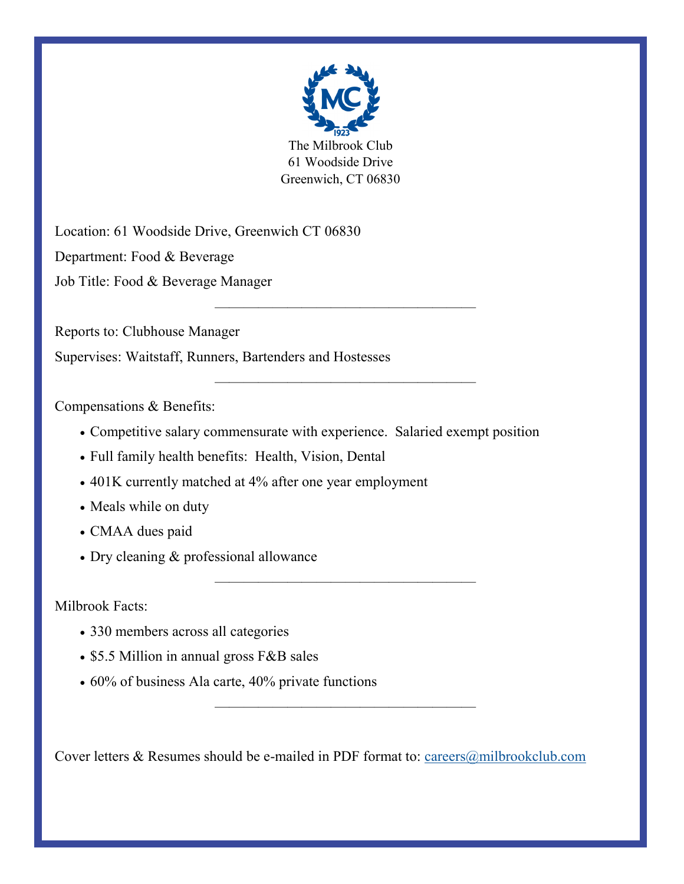The Milbrook Club
61 Woodside Drive
Greenwich, CT 06830

Location: 61 Woodside Drive, Greenwich CT 06830

Department: Food & Beverage

Job Title: Food & Beverage Manager

---

Reports to: Clubhouse Manager

Supervises: Waitstaff, Runners, Bartenders and Hostesses

---

Compensations & Benefits:

- Competitive salary commensurate with experience. Salaried exempt position
- Full family health benefits: Health, Vision, Dental
- 401K currently matched at 4% after one year employment
- Meals while on duty
- CMAA dues paid
- Dry cleaning & professional allowance

---

Milbrook Facts:

- 330 members across all categories
- $5.5 Million in annual gross F&B sales
- 60% of business Ala carte, 40% private functions

---

Cover letters & Resumes should be e-mailed in PDF format to: careers@milbrookclub.com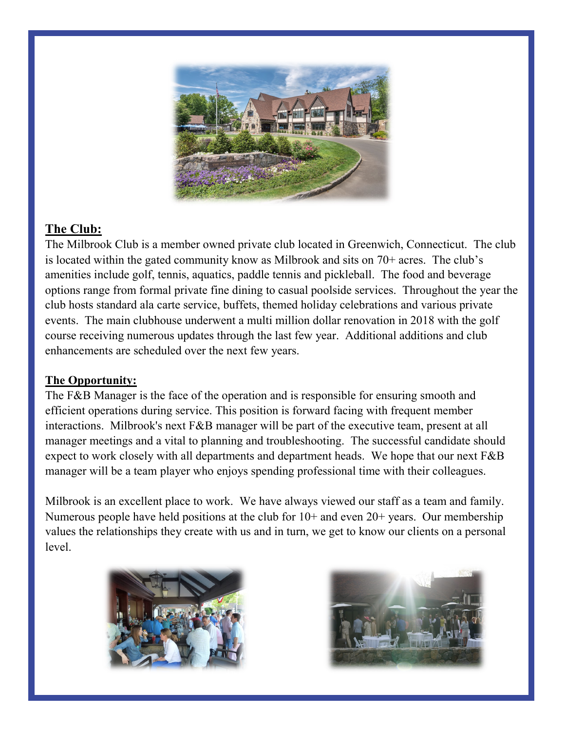## The Club:

The Milbrook Club is a member owned private club located in Greenwich, Connecticut. The club is located within the gated community know as Milbrook and sits on 70+ acres. The club's amenities include golf, tennis, aquatics, paddle tennis and pickleball. The food and beverage options range from formal private fine dining to casual poolside services. Throughout the year the club hosts standard ala carte service, buffets, themed holiday celebrations and various private events. The main clubhouse underwent a multi million dollar renovation in 2018 with the golf course receiving numerous updates through the last few year. Additional additions and club enhancements are scheduled over the next few years.

## The Opportunity:

The F&B Manager is the face of the operation and is responsible for ensuring smooth and efficient operations during service. This position is forward facing with frequent member interactions. Milbrook's next F&B manager will be part of the executive team, present at all manager meetings and a vital to planning and troubleshooting. The successful candidate should expect to work closely with all departments and department heads. We hope that our next F&B manager will be a team player who enjoys spending professional time with their colleagues.

Milbrook is an excellent place to work. We have always viewed our staff as a team and family. Numerous people have held positions at the club for 10+ and even 20+ years. Our membership values the relationships they create with us and in turn, we get to know our clients on a personal level.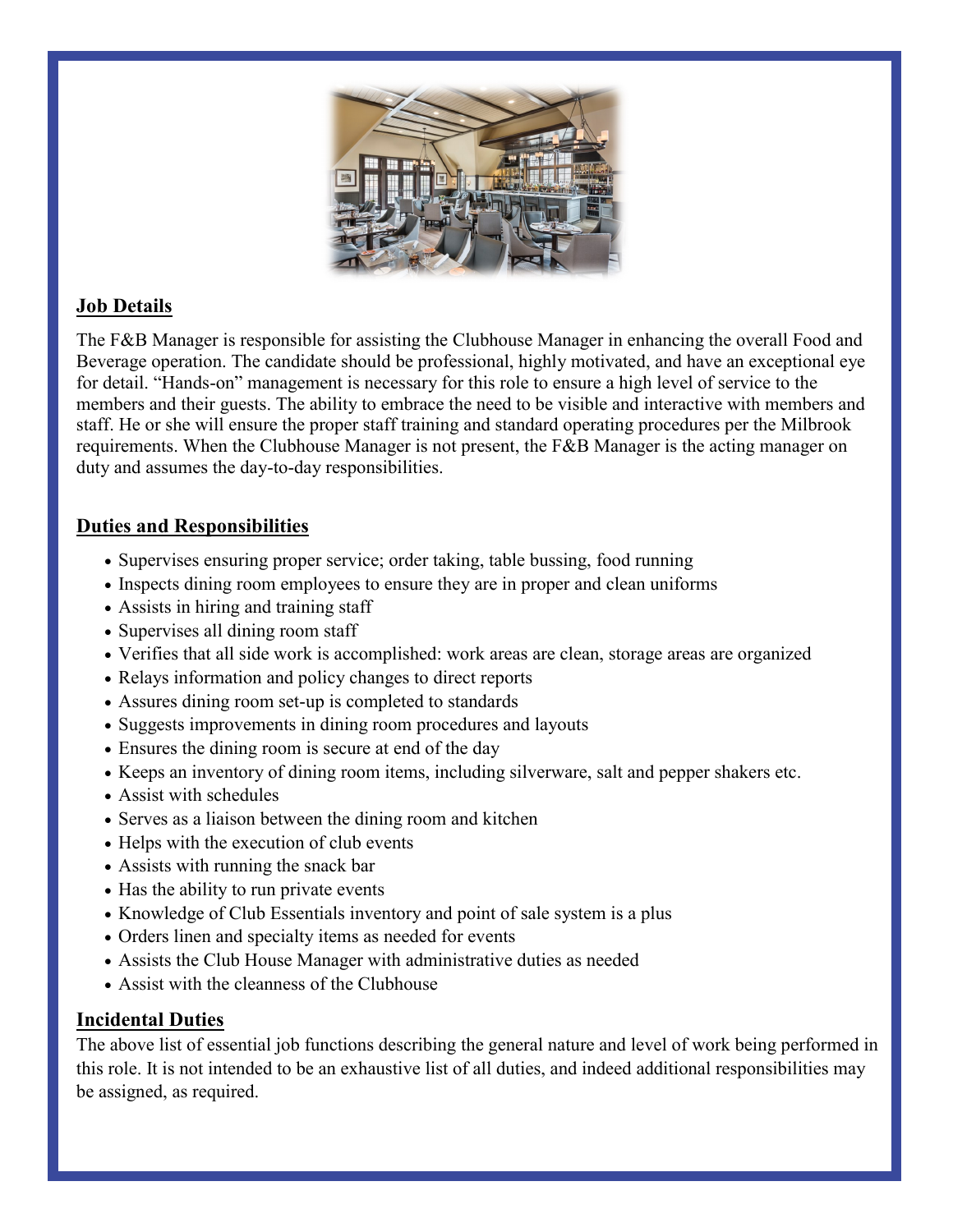## Job Details

The F&B Manager is responsible for assisting the Clubhouse Manager in enhancing the overall Food and Beverage operation. The candidate should be professional, highly motivated, and have an exceptional eye for detail. "Hands-on" management is necessary for this role to ensure a high level of service to the members and their guests. The ability to embrace the need to be visible and interactive with members and staff. He or she will ensure the proper staff training and standard operating procedures per the Milbrook requirements. When the Clubhouse Manager is not present, the F&B Manager is the acting manager on duty and assumes the day-to-day responsibilities.

## Duties and Responsibilities

- Supervises ensuring proper service; order taking, table bussing, food running
- Inspects dining room employees to ensure they are in proper and clean uniforms
- Assists in hiring and training staff
- Supervises all dining room staff
- Verifies that all side work is accomplished: work areas are clean, storage areas are organized
- Relays information and policy changes to direct reports
- Assures dining room set-up is completed to standards
- Suggests improvements in dining room procedures and layouts
- Ensures the dining room is secure at end of the day
- Keeps an inventory of dining room items, including silverware, salt and pepper shakers etc.
- Assist with schedules
- Serves as a liaison between the dining room and kitchen
- Helps with the execution of club events
- Assists with running the snack bar
- Has the ability to run private events
- Knowledge of Club Essentials inventory and point of sale system is a plus
- Orders linen and specialty items as needed for events
- Assists the Club House Manager with administrative duties as needed
- Assist with the cleanness of the Clubhouse

## Incidental Duties

The above list of essential job functions describing the general nature and level of work being performed in this role. It is not intended to be an exhaustive list of all duties, and indeed additional responsibilities may be assigned, as required.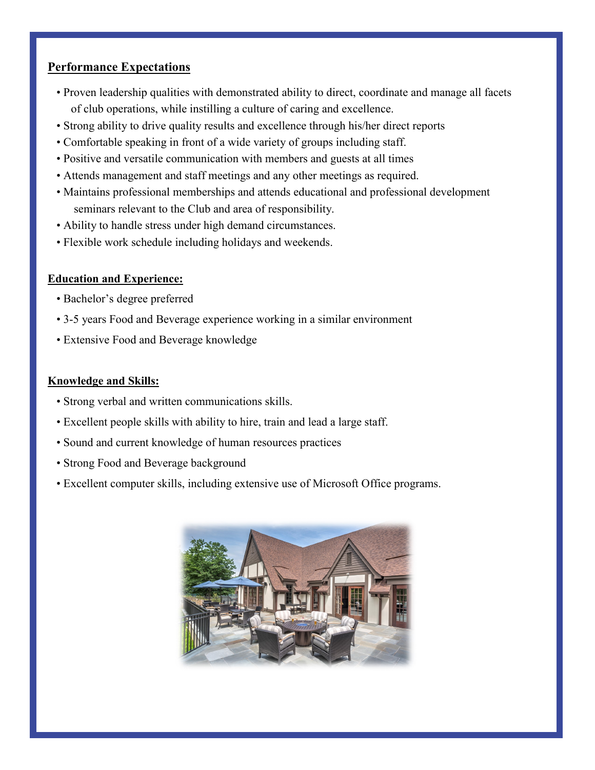**Performance Expectations**

- Proven leadership qualities with demonstrated ability to direct, coordinate and manage all facets of club operations, while instilling a culture of caring and excellence.
- Strong ability to drive quality results and excellence through his/her direct reports
- Comfortable speaking in front of a wide variety of groups including staff.
- Positive and versatile communication with members and guests at all times
- Attends management and staff meetings and any other meetings as required.
- Maintains professional memberships and attends educational and professional development seminars relevant to the Club and area of responsibility.
- Ability to handle stress under high demand circumstances.
- Flexible work schedule including holidays and weekends.

**Education and Experience:**

- Bachelor's degree preferred
- 3-5 years Food and Beverage experience working in a similar environment
- Extensive Food and Beverage knowledge

**Knowledge and Skills:**

- Strong verbal and written communications skills.
- Excellent people skills with ability to hire, train and lead a large staff.
- Sound and current knowledge of human resources practices
- Strong Food and Beverage background
- Excellent computer skills, including extensive use of Microsoft Office programs.